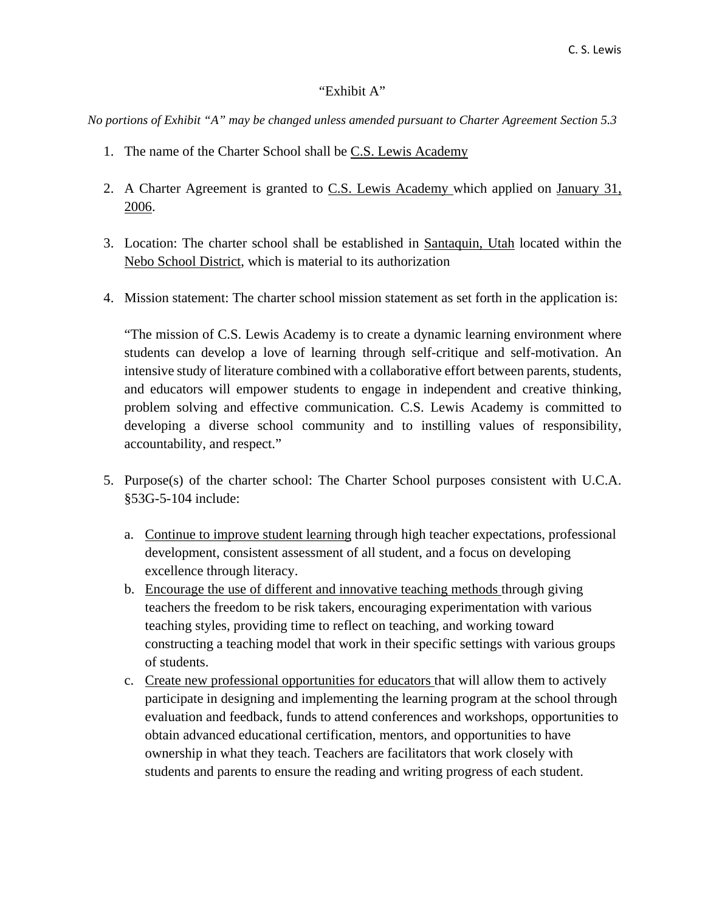"Exhibit A"

*No portions of Exhibit "A" may be changed unless amended pursuant to Charter Agreement Section 5.3*

1. The name of the Charter School shall be C.S. Lewis Academy

2. A Charter Agreement is granted to C.S. Lewis Academy which applied on January 31, 2006.

3. Location: The charter school shall be established in Santaquin, Utah located within the Nebo School District, which is material to its authorization

4. Mission statement: The charter school mission statement as set forth in the application is:

   "The mission of C.S. Lewis Academy is to create a dynamic learning environment where students can develop a love of learning through self-critique and self-motivation. An intensive study of literature combined with a collaborative effort between parents, students, and educators will empower students to engage in independent and creative thinking, problem solving and effective communication. C.S. Lewis Academy is committed to developing a diverse school community and to instilling values of responsibility, accountability, and respect."

5. Purpose(s) of the charter school: The Charter School purposes consistent with U.C.A. §53G-5-104 include:

   a. Continue to improve student learning through high teacher expectations, professional development, consistent assessment of all student, and a focus on developing excellence through literacy.
   b. Encourage the use of different and innovative teaching methods through giving teachers the freedom to be risk takers, encouraging experimentation with various teaching styles, providing time to reflect on teaching, and working toward constructing a teaching model that work in their specific settings with various groups of students.
   c. Create new professional opportunities for educators that will allow them to actively participate in designing and implementing the learning program at the school through evaluation and feedback, funds to attend conferences and workshops, opportunities to obtain advanced educational certification, mentors, and opportunities to have ownership in what they teach. Teachers are facilitators that work closely with students and parents to ensure the reading and writing progress of each student.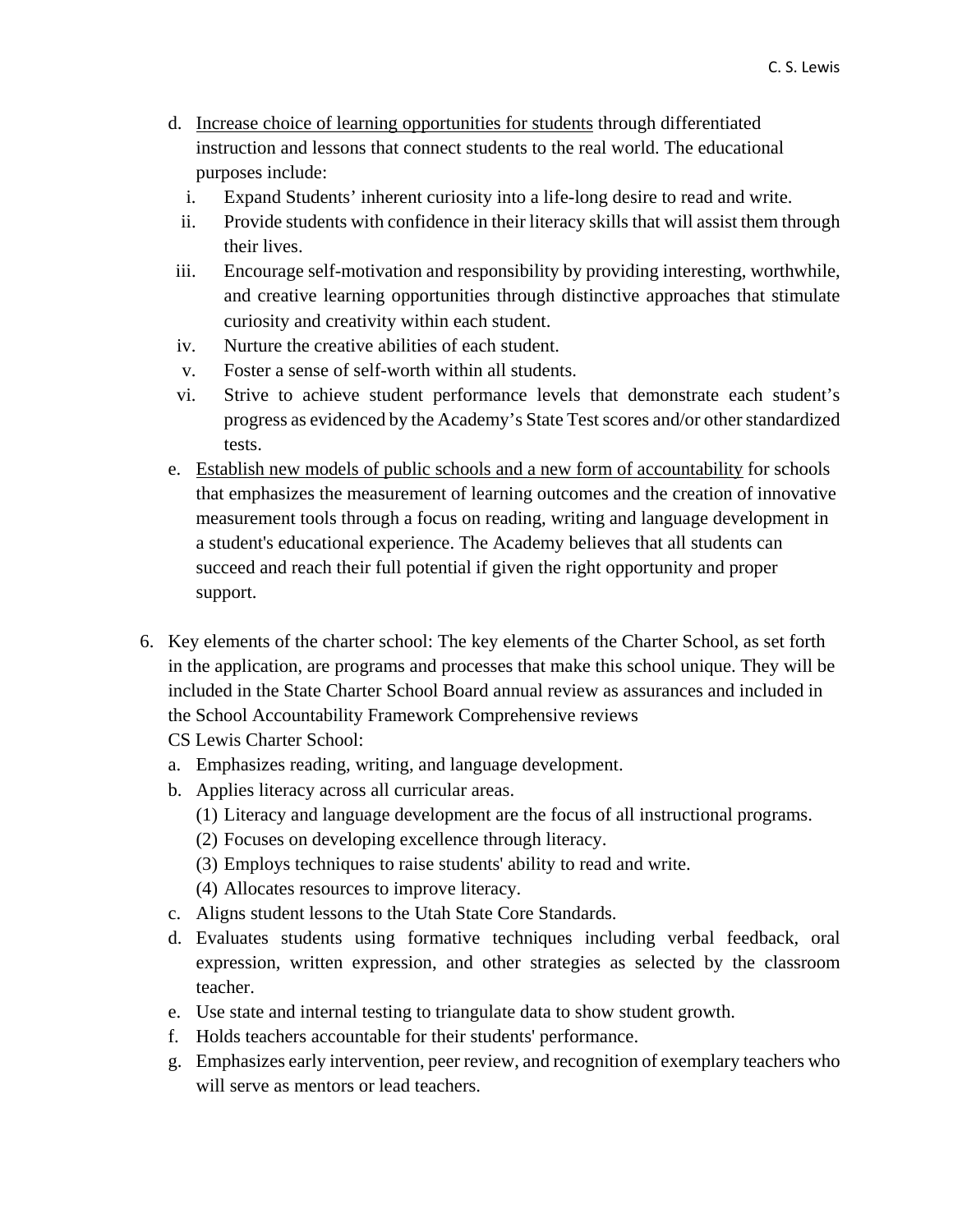d. <u>Increase choice of learning opportunities for students</u> through differentiated instruction and lessons that connect students to the real world. The educational purposes include:

   i. Expand Students' inherent curiosity into a life-long desire to read and write.

   ii. Provide students with confidence in their literacy skills that will assist them through their lives.

   iii. Encourage self-motivation and responsibility by providing interesting, worthwhile, and creative learning opportunities through distinctive approaches that stimulate curiosity and creativity within each student.

   iv. Nurture the creative abilities of each student.

   v. Foster a sense of self-worth within all students.

   vi. Strive to achieve student performance levels that demonstrate each student's progress as evidenced by the Academy's State Test scores and/or other standardized tests.

e. <u>Establish new models of public schools and a new form of accountability</u> for schools that emphasizes the measurement of learning outcomes and the creation of innovative measurement tools through a focus on reading, writing and language development in a student's educational experience. The Academy believes that all students can succeed and reach their full potential if given the right opportunity and proper support.

6. Key elements of the charter school: The key elements of the Charter School, as set forth in the application, are programs and processes that make this school unique. They will be included in the State Charter School Board annual review as assurances and included in the School Accountability Framework Comprehensive reviews
   CS Lewis Charter School:

   a. Emphasizes reading, writing, and language development.

   b. Applies literacy across all curricular areas.

      (1) Literacy and language development are the focus of all instructional programs.

      (2) Focuses on developing excellence through literacy.

      (3) Employs techniques to raise students' ability to read and write.

      (4) Allocates resources to improve literacy.

   c. Aligns student lessons to the Utah State Core Standards.

   d. Evaluates students using formative techniques including verbal feedback, oral expression, written expression, and other strategies as selected by the classroom teacher.

   e. Use state and internal testing to triangulate data to show student growth.

   f. Holds teachers accountable for their students' performance.

   g. Emphasizes early intervention, peer review, and recognition of exemplary teachers who will serve as mentors or lead teachers.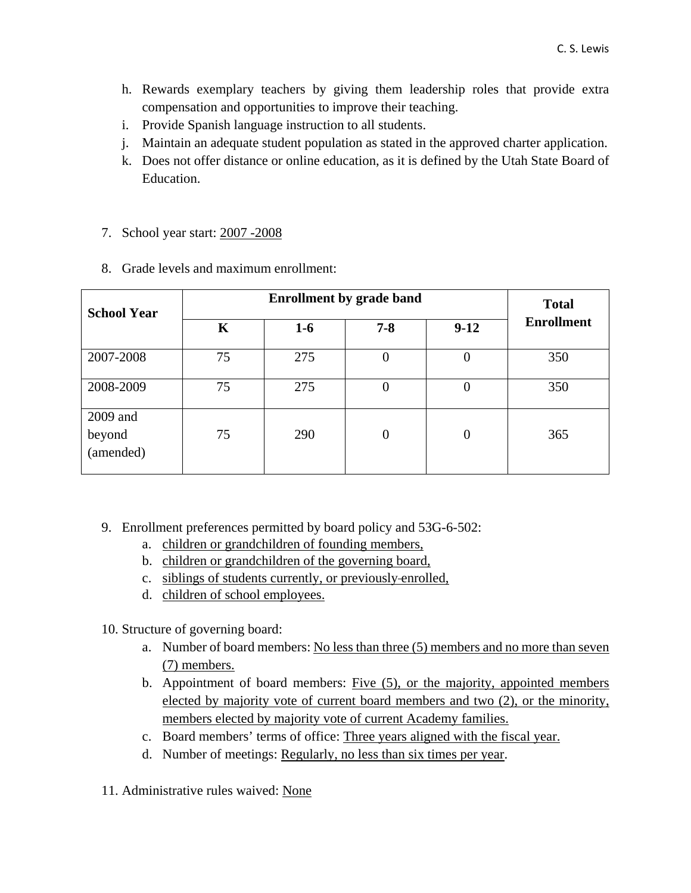h. Rewards exemplary teachers by giving them leadership roles that provide extra compensation and opportunities to improve their teaching.
i. Provide Spanish language instruction to all students.
j. Maintain an adequate student population as stated in the approved charter application.
k. Does not offer distance or online education, as it is defined by the Utah State Board of Education.

7. School year start: 2007 -2008

8. Grade levels and maximum enrollment:

| **School Year** | **Enrollment by grade band** | | | | **Total Enrollment** |
|---|---|---|---|---|---|
| | **K** | **1-6** | **7-8** | **9-12** | |
| 2007-2008 | 75 | 275 | 0 | 0 | 350 |
| 2008-2009 | 75 | 275 | 0 | 0 | 350 |
| 2009 and beyond (amended) | 75 | 290 | 0 | 0 | 365 |

9. Enrollment preferences permitted by board policy and 53G-6-502:
   a. children or grandchildren of founding members,
   b. children or grandchildren of the governing board,
   c. siblings of students currently, or previously-enrolled,
   d. children of school employees.

10. Structure of governing board:
    a. Number of board members: No less than three (5) members and no more than seven (7) members.
    b. Appointment of board members: Five (5), or the majority, appointed members elected by majority vote of current board members and two (2), or the minority, members elected by majority vote of current Academy families.
    c. Board members' terms of office: Three years aligned with the fiscal year.
    d. Number of meetings: Regularly, no less than six times per year.

11. Administrative rules waived: None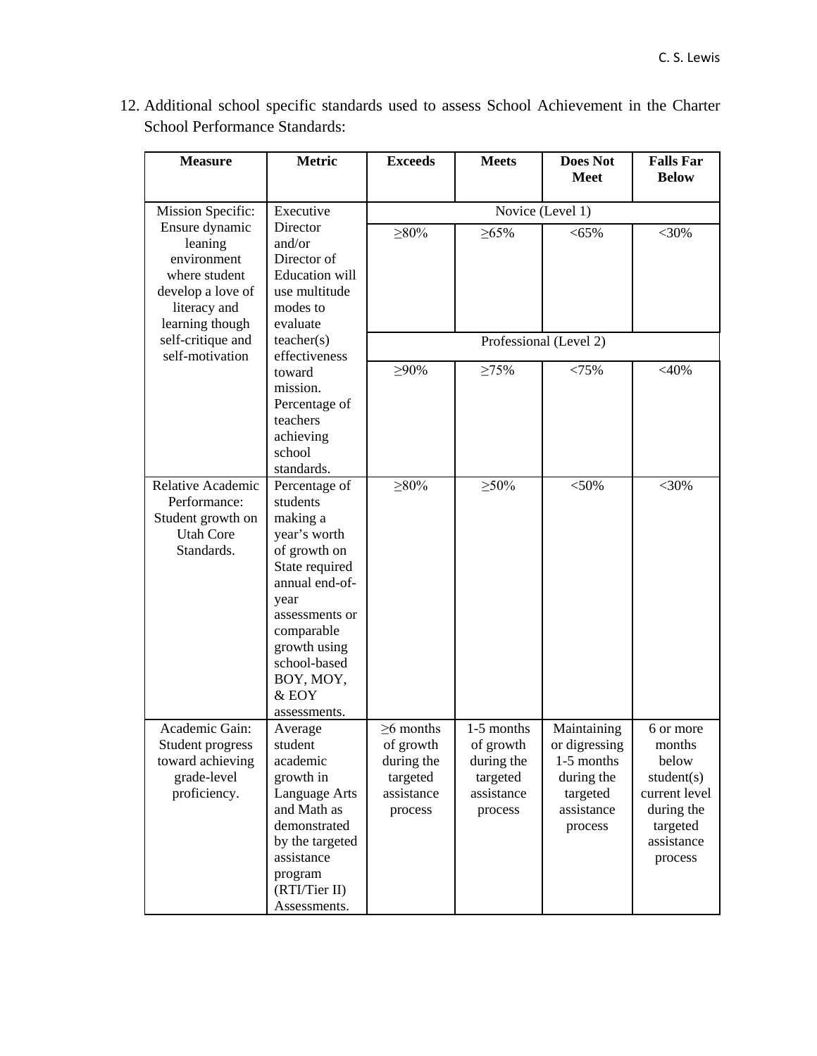12. Additional school specific standards used to assess School Achievement in the Charter School Performance Standards:

| Measure | Metric | Exceeds | Meets | Does Not Meet | Falls Far Below |
|---|---|---|---|---|---|
| Mission Specific: Ensure dynamic leaning environment where student develop a love of literacy and learning though self-critique and self-motivation | Executive Director and/or Director of Education will use multitude modes to evaluate teacher(s) effectiveness toward mission. Percentage of teachers achieving school standards. | Novice (Level 1) | | | |
| | | ≥80% | ≥65% | <65% | <30% |
| | | Professional (Level 2) | | | |
| | | ≥90% | ≥75% | <75% | <40% |
| Relative Academic Performance: Student growth on Utah Core Standards. | Percentage of students making a year's worth of growth on State required annual end-of-year assessments or comparable growth using school-based BOY, MOY, & EOY assessments. | ≥80% | ≥50% | <50% | <30% |
| Academic Gain: Student progress toward achieving grade-level proficiency. | Average student academic growth in Language Arts and Math as demonstrated by the targeted assistance program (RTI/Tier II) Assessments. | ≥6 months of growth during the targeted assistance process | 1-5 months of growth during the targeted assistance process | Maintaining or digressing 1-5 months during the targeted assistance process | 6 or more months below student(s) current level during the targeted assistance process |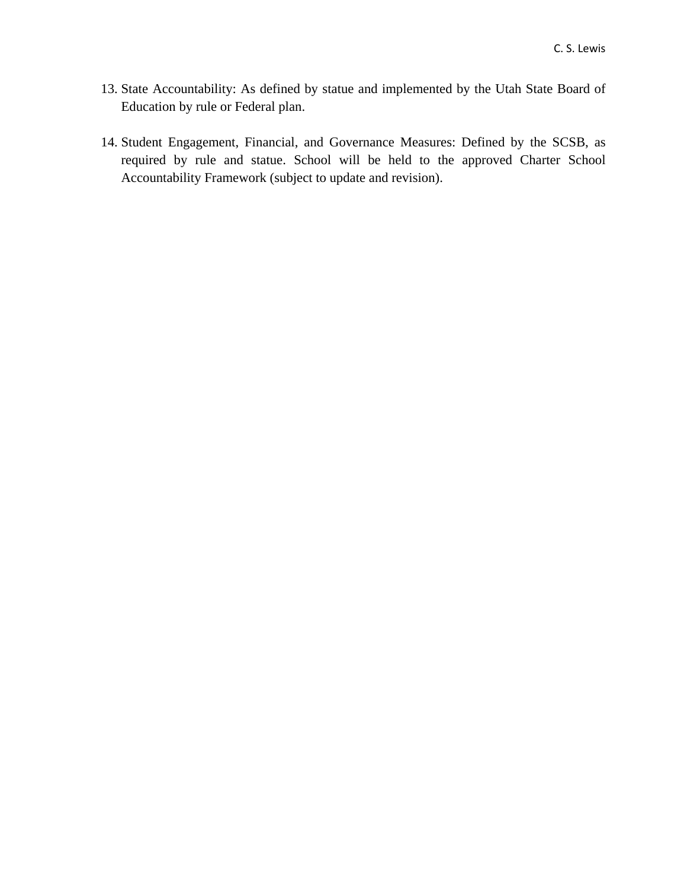13. State Accountability: As defined by statue and implemented by the Utah State Board of Education by rule or Federal plan.

14. Student Engagement, Financial, and Governance Measures: Defined by the SCSB, as required by rule and statue. School will be held to the approved Charter School Accountability Framework (subject to update and revision).